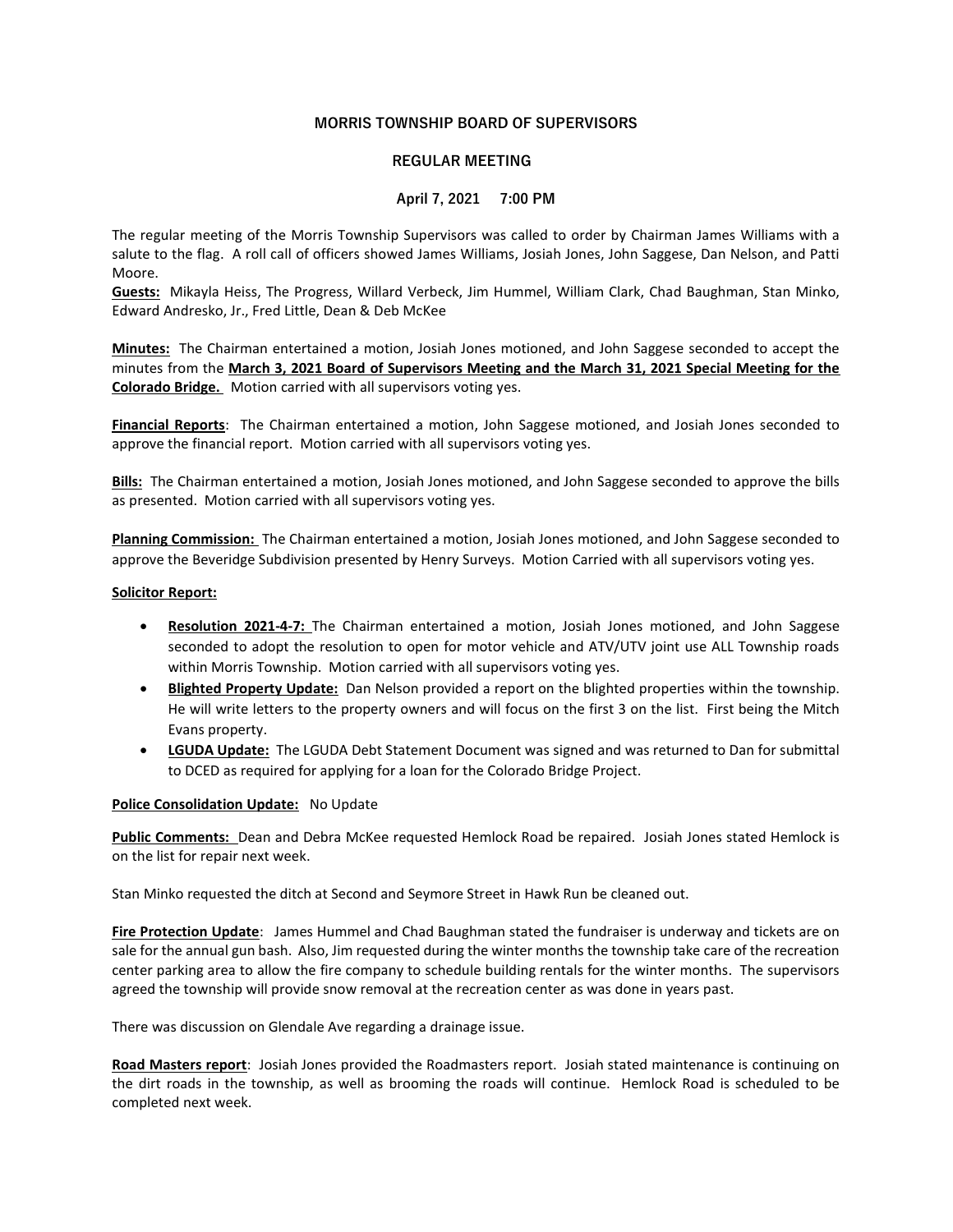# MORRIS TOWNSHIP BOARD OF SUPERVISORS

## REGULAR MEETING

### April 7, 2021 7:00 PM

The regular meeting of the Morris Township Supervisors was called to order by Chairman James Williams with a salute to the flag. A roll call of officers showed James Williams, Josiah Jones, John Saggese, Dan Nelson, and Patti Moore.

**Guests:** Mikayla Heiss, The Progress, Willard Verbeck, Jim Hummel, William Clark, Chad Baughman, Stan Minko, Edward Andresko, Jr., Fred Little, Dean & Deb McKee

**Minutes:** The Chairman entertained a motion, Josiah Jones motioned, and John Saggese seconded to accept the minutes from the **March 3, 2021 Board of Supervisors Meeting and the March 31, 2021 Special Meeting for the Colorado Bridge.** Motion carried with all supervisors voting yes.

**Financial Reports**: The Chairman entertained a motion, John Saggese motioned, and Josiah Jones seconded to approve the financial report. Motion carried with all supervisors voting yes.

**Bills:** The Chairman entertained a motion, Josiah Jones motioned, and John Saggese seconded to approve the bills as presented. Motion carried with all supervisors voting yes.

**Planning Commission:** The Chairman entertained a motion, Josiah Jones motioned, and John Saggese seconded to approve the Beveridge Subdivision presented by Henry Surveys. Motion Carried with all supervisors voting yes.

**Solicitor Report:**

- **Resolution 2021-4-7:** The Chairman entertained a motion, Josiah Jones motioned, and John Saggese seconded to adopt the resolution to open for motor vehicle and ATV/UTV joint use ALL Township roads within Morris Township. Motion carried with all supervisors voting yes.
- **Blighted Property Update:** Dan Nelson provided a report on the blighted properties within the township. He will write letters to the property owners and will focus on the first 3 on the list. First being the Mitch Evans property.
- **LGUDA Update:** The LGUDA Debt Statement Document was signed and was returned to Dan for submittal to DCED as required for applying for a loan for the Colorado Bridge Project.

**Police Consolidation Update:** No Update

**Public Comments:** Dean and Debra McKee requested Hemlock Road be repaired. Josiah Jones stated Hemlock is on the list for repair next week.

Stan Minko requested the ditch at Second and Seymore Street in Hawk Run be cleaned out.

**Fire Protection Update**: James Hummel and Chad Baughman stated the fundraiser is underway and tickets are on sale for the annual gun bash. Also, Jim requested during the winter months the township take care of the recreation center parking area to allow the fire company to schedule building rentals for the winter months. The supervisors agreed the township will provide snow removal at the recreation center as was done in years past.

There was discussion on Glendale Ave regarding a drainage issue.

**Road Masters report**: Josiah Jones provided the Roadmasters report. Josiah stated maintenance is continuing on the dirt roads in the township, as well as brooming the roads will continue. Hemlock Road is scheduled to be completed next week.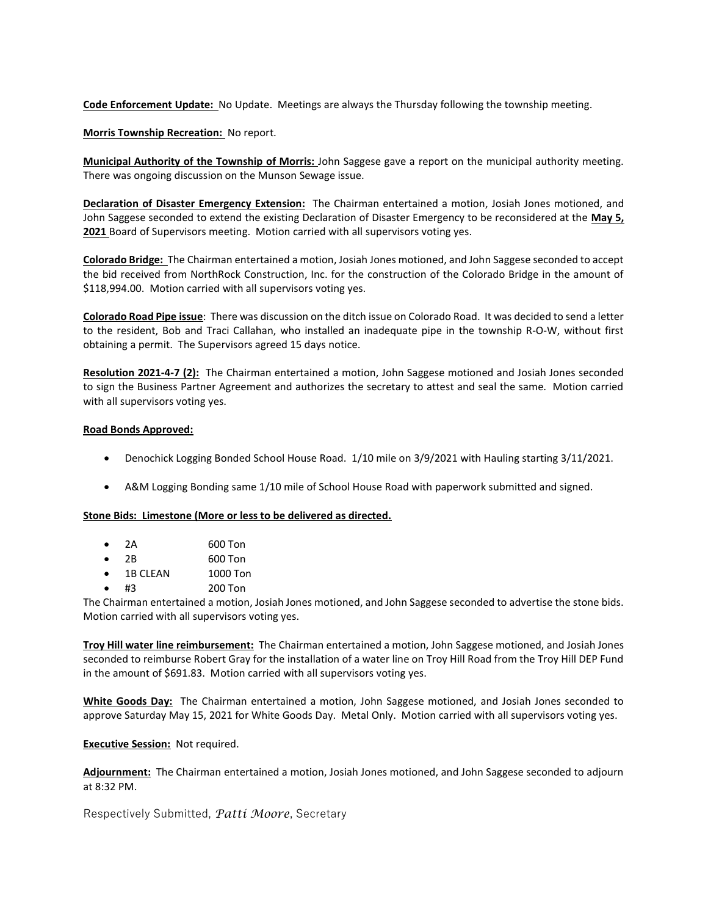**Code Enforcement Update:** No Update. Meetings are always the Thursday following the township meeting.

**Morris Township Recreation:** No report.

**Municipal Authority of the Township of Morris:** John Saggese gave a report on the municipal authority meeting. There was ongoing discussion on the Munson Sewage issue.

**Declaration of Disaster Emergency Extension:** The Chairman entertained a motion, Josiah Jones motioned, and John Saggese seconded to extend the existing Declaration of Disaster Emergency to be reconsidered at the **May 5, 2021** Board of Supervisors meeting. Motion carried with all supervisors voting yes.

**Colorado Bridge:** The Chairman entertained a motion, Josiah Jones motioned, and John Saggese seconded to accept the bid received from NorthRock Construction, Inc. for the construction of the Colorado Bridge in the amount of $118,994.00. Motion carried with all supervisors voting yes.

**Colorado Road Pipe issue**: There was discussion on the ditch issue on Colorado Road. It was decided to send a letter to the resident, Bob and Traci Callahan, who installed an inadequate pipe in the township R-O-W, without first obtaining a permit. The Supervisors agreed 15 days notice.

**Resolution 2021-4-7 (2):** The Chairman entertained a motion, John Saggese motioned and Josiah Jones seconded to sign the Business Partner Agreement and authorizes the secretary to attest and seal the same. Motion carried with all supervisors voting yes.

**Road Bonds Approved:**

- Denochick Logging Bonded School House Road. 1/10 mile on 3/9/2021 with Hauling starting 3/11/2021.
- A&M Logging Bonding same 1/10 mile of School House Road with paperwork submitted and signed.

**Stone Bids: Limestone (More or less to be delivered as directed.**

- 2A 600 Ton
- 2B 600 Ton
- 1B CLEAN 1000 Ton
- #3 200 Ton

The Chairman entertained a motion, Josiah Jones motioned, and John Saggese seconded to advertise the stone bids. Motion carried with all supervisors voting yes.

**Troy Hill water line reimbursement:** The Chairman entertained a motion, John Saggese motioned, and Josiah Jones seconded to reimburse Robert Gray for the installation of a water line on Troy Hill Road from the Troy Hill DEP Fund in the amount of $691.83. Motion carried with all supervisors voting yes.

**White Goods Day:** The Chairman entertained a motion, John Saggese motioned, and Josiah Jones seconded to approve Saturday May 15, 2021 for White Goods Day. Metal Only. Motion carried with all supervisors voting yes.

**Executive Session:** Not required.

**Adjournment:** The Chairman entertained a motion, Josiah Jones motioned, and John Saggese seconded to adjourn at 8:32 PM.

Respectively Submitted, *Patti Moore*, Secretary